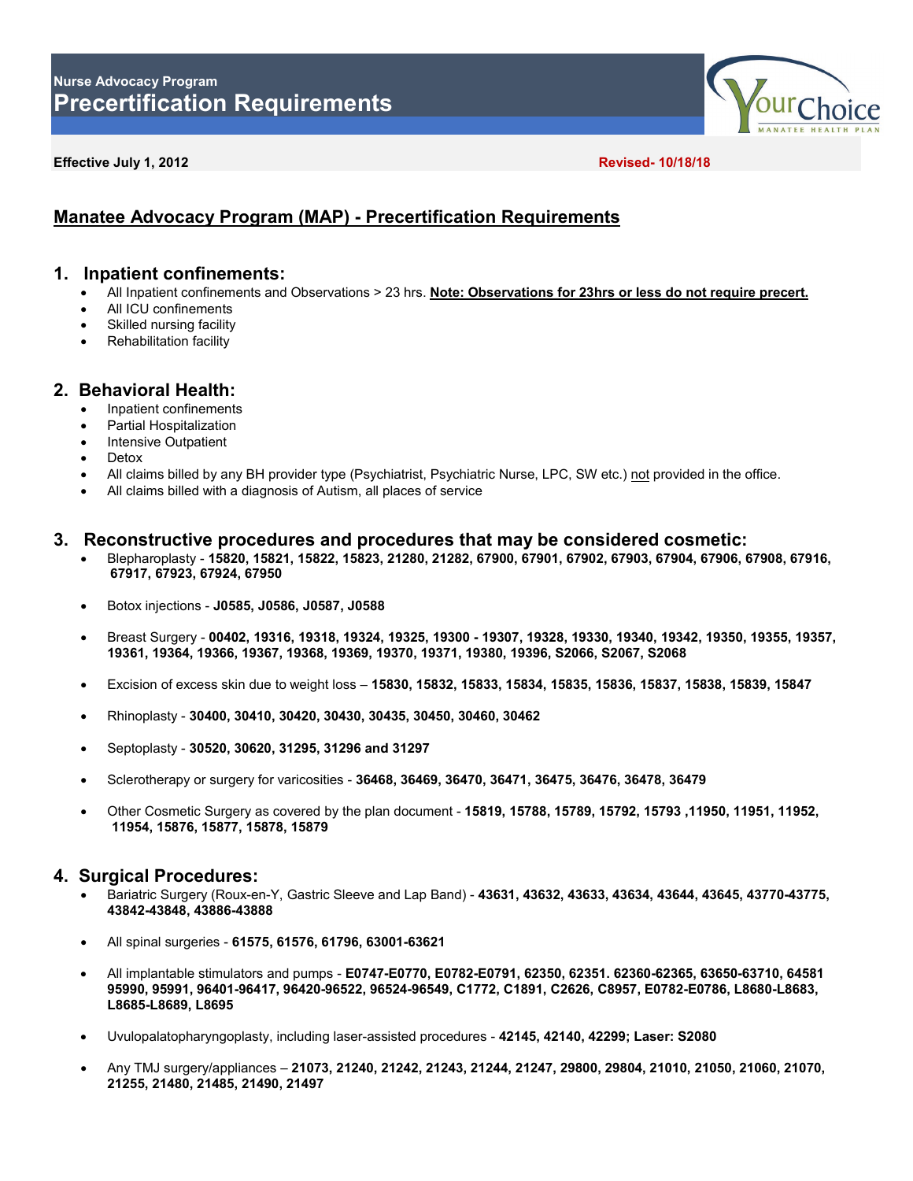**Nurse Advocacy Program**

# Precertification Requirements

**Effective July 1, 2012** **Revised- 10/18/18**

## Manatee Advocacy Program (MAP) - Precertification Requirements

### 1. Inpatient confinements:

- All Inpatient confinements and Observations > 23 hrs. **Note: Observations for 23hrs or less do not require precert.**
- All ICU confinements
- Skilled nursing facility
- Rehabilitation facility

### 2. Behavioral Health:

- Inpatient confinements
- Partial Hospitalization
- Intensive Outpatient
- Detox
- All claims billed by any BH provider type (Psychiatrist, Psychiatric Nurse, LPC, SW etc.) not provided in the office.
- All claims billed with a diagnosis of Autism, all places of service

### 3. Reconstructive procedures and procedures that may be considered cosmetic:

- Blepharoplasty - **15820, 15821, 15822, 15823, 21280, 21282, 67900, 67901, 67902, 67903, 67904, 67906, 67908, 67916, 67917, 67923, 67924, 67950**
- Botox injections - **J0585, J0586, J0587, J0588**
- Breast Surgery - **00402, 19316, 19318, 19324, 19325, 19300 - 19307, 19328, 19330, 19340, 19342, 19350, 19355, 19357, 19361, 19364, 19366, 19367, 19368, 19369, 19370, 19371, 19380, 19396, S2066, S2067, S2068**
- Excision of excess skin due to weight loss – **15830, 15832, 15833, 15834, 15835, 15836, 15837, 15838, 15839, 15847**
- Rhinoplasty - **30400, 30410, 30420, 30430, 30435, 30450, 30460, 30462**
- Septoplasty - **30520, 30620, 31295, 31296 and 31297**
- Sclerotherapy or surgery for varicosities - **36468, 36469, 36470, 36471, 36475, 36476, 36478, 36479**
- Other Cosmetic Surgery as covered by the plan document - **15819, 15788, 15789, 15792, 15793 ,11950, 11951, 11952, 11954, 15876, 15877, 15878, 15879**

### 4. Surgical Procedures:

- Bariatric Surgery (Roux-en-Y, Gastric Sleeve and Lap Band) - **43631, 43632, 43633, 43634, 43644, 43645, 43770-43775, 43842-43848, 43886-43888**
- All spinal surgeries - **61575, 61576, 61796, 63001-63621**
- All implantable stimulators and pumps - **E0747-E0770, E0782-E0791, 62350, 62351. 62360-62365, 63650-63710, 64581 95990, 95991, 96401-96417, 96420-96522, 96524-96549, C1772, C1891, C2626, C8957, E0782-E0786, L8680-L8683, L8685-L8689, L8695**
- Uvulopalatopharyngoplasty, including laser-assisted procedures - **42145, 42140, 42299; Laser: S2080**
- Any TMJ surgery/appliances – **21073, 21240, 21242, 21243, 21244, 21247, 29800, 29804, 21010, 21050, 21060, 21070, 21255, 21480, 21485, 21490, 21497**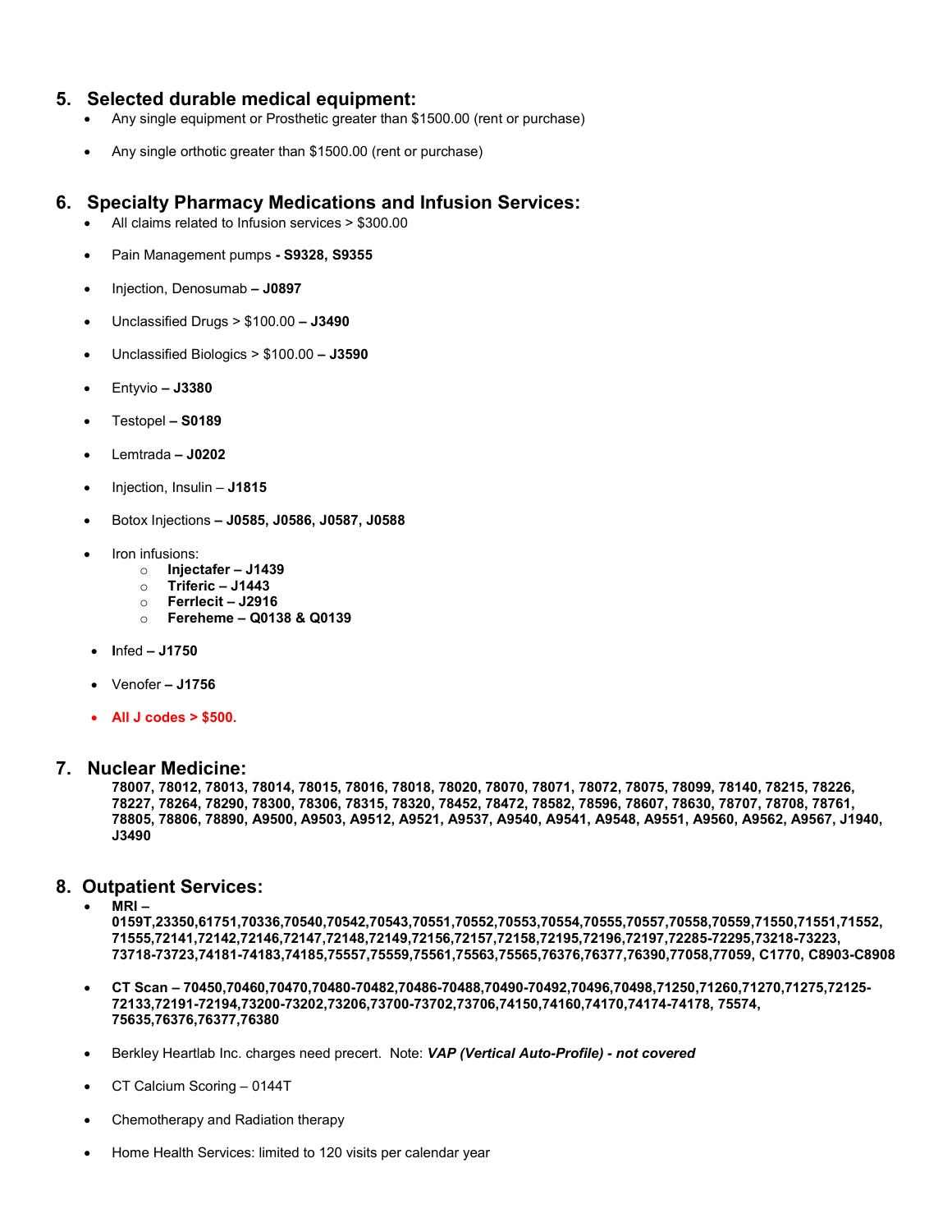## 5. Selected durable medical equipment:

- Any single equipment or Prosthetic greater than $1500.00 (rent or purchase)
- Any single orthotic greater than $1500.00 (rent or purchase)

## 6. Specialty Pharmacy Medications and Infusion Services:

- All claims related to Infusion services > $300.00
- Pain Management pumps **- S9328, S9355**
- Injection, Denosumab **– J0897**
- Unclassified Drugs > $100.00 **– J3490**
- Unclassified Biologics > $100.00 **– J3590**
- Entyvio **– J3380**
- Testopel **– S0189**
- Lemtrada **– J0202**
- Injection, Insulin – **J1815**
- Botox Injections **– J0585, J0586, J0587, J0588**
- Iron infusions:
  - **Injectafer – J1439**
  - **Triferic – J1443**
  - **Ferrlecit – J2916**
  - **Fereheme – Q0138 & Q0139**
- **I**nfed **– J1750**
- Venofer **– J1756**
- **All J codes > $500.**

## 7. Nuclear Medicine:

**78007, 78012, 78013, 78014, 78015, 78016, 78018, 78020, 78070, 78071, 78072, 78075, 78099, 78140, 78215, 78226, 78227, 78264, 78290, 78300, 78306, 78315, 78320, 78452, 78472, 78582, 78596, 78607, 78630, 78707, 78708, 78761, 78805, 78806, 78890, A9500, A9503, A9512, A9521, A9537, A9540, A9541, A9548, A9551, A9560, A9562, A9567, J1940, J3490**

## 8. Outpatient Services:

- **MRI – 0159T,23350,61751,70336,70540,70542,70543,70551,70552,70553,70554,70555,70557,70558,70559,71550,71551,71552, 71555,72141,72142,72146,72147,72148,72149,72156,72157,72158,72195,72196,72197,72285-72295,73218-73223, 73718-73723,74181-74183,74185,75557,75559,75561,75563,75565,76376,76377,76390,77058,77059, C1770, C8903-C8908**
- **CT Scan – 70450,70460,70470,70480-70482,70486-70488,70490-70492,70496,70498,71250,71260,71270,71275,72125-72133,72191-72194,73200-73202,73206,73700-73702,73706,74150,74160,74170,74174-74178, 75574, 75635,76376,76377,76380**
- Berkley Heartlab Inc. charges need precert. Note: ***VAP (Vertical Auto-Profile) - not covered***
- CT Calcium Scoring – 0144T
- Chemotherapy and Radiation therapy
- Home Health Services: limited to 120 visits per calendar year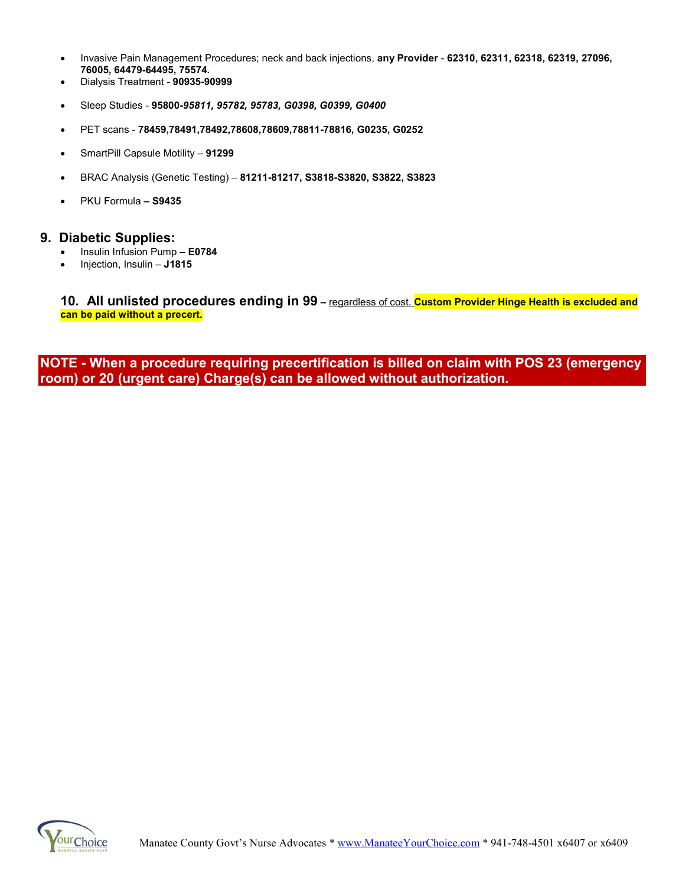- Invasive Pain Management Procedures; neck and back injections, **any Provider** - **62310, 62311, 62318, 62319, 27096, 76005, 64479-64495, 75574.**
- Dialysis Treatment - **90935-90999**
- Sleep Studies - **95800-*95811, 95782, 95783, G0398, G0399, G0400***
- PET scans - **78459,78491,78492,78608,78609,78811-78816, G0235, G0252**
- SmartPill Capsule Motility – **91299**
- BRAC Analysis (Genetic Testing) – **81211-81217, S3818-S3820, S3822, S3823**
- PKU Formula **– S9435**

## 9. Diabetic Supplies:

- Insulin Infusion Pump – **E0784**
- Injection, Insulin – **J1815**

**10. All unlisted procedures ending in 99 –** regardless of cost. **Custom Provider Hinge Health is excluded and can be paid without a precert.**

**NOTE - When a procedure requiring precertification is billed on claim with POS 23 (emergency room) or 20 (urgent care) Charge(s) can be allowed without authorization.**

Manatee County Govt's Nurse Advocates * www.ManateeYourChoice.com * 941-748-4501 x6407 or x6409